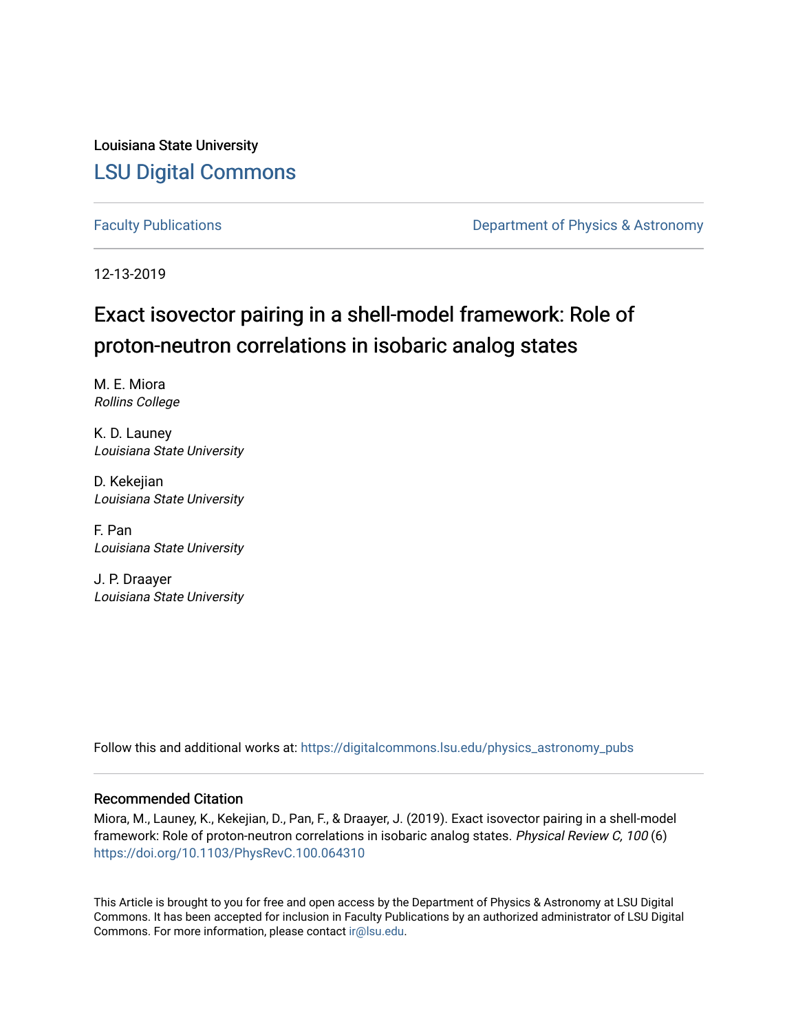Louisiana State University

## LSU Digital Commons

Faculty Publications — Department of Physics & Astronomy

12-13-2019

# Exact isovector pairing in a shell-model framework: Role of proton-neutron correlations in isobaric analog states

M. E. Miora
*Rollins College*

K. D. Launey
*Louisiana State University*

D. Kekejian
*Louisiana State University*

F. Pan
*Louisiana State University*

J. P. Draayer
*Louisiana State University*

Follow this and additional works at: https://digitalcommons.lsu.edu/physics_astronomy_pubs

### Recommended Citation

Miora, M., Launey, K., Kekejian, D., Pan, F., & Draayer, J. (2019). Exact isovector pairing in a shell-model framework: Role of proton-neutron correlations in isobaric analog states. *Physical Review C, 100* (6) https://doi.org/10.1103/PhysRevC.100.064310

This Article is brought to you for free and open access by the Department of Physics & Astronomy at LSU Digital Commons. It has been accepted for inclusion in Faculty Publications by an authorized administrator of LSU Digital Commons. For more information, please contact ir@lsu.edu.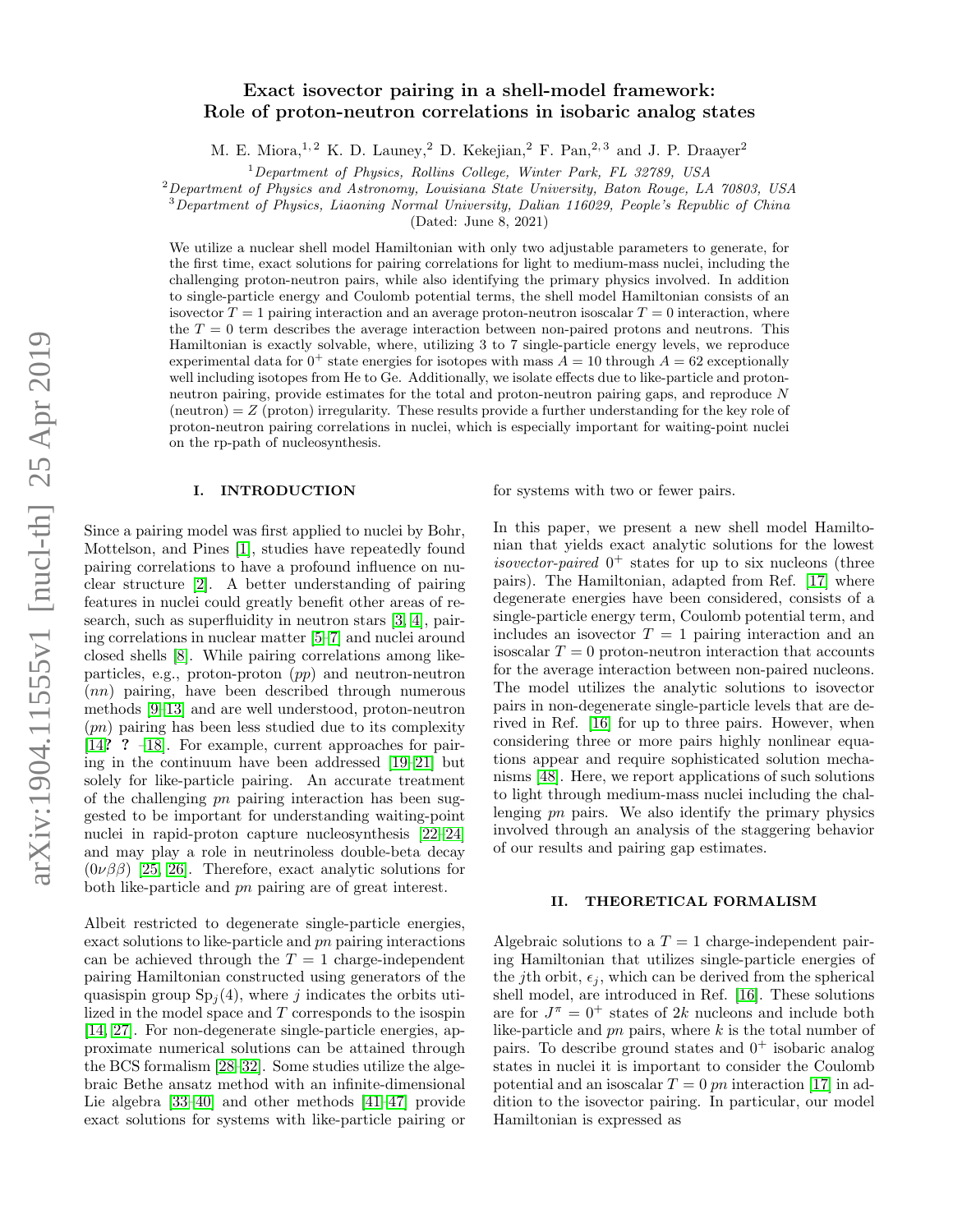# Exact isovector pairing in a shell-model framework: Role of proton-neutron correlations in isobaric analog states

M. E. Miora,[1,2] K. D. Launey,[2] D. Kekejian,[2] F. Pan,[2,3] and J. P. Draayer[2]

[1] *Department of Physics, Rollins College, Winter Park, FL 32789, USA*

[2] *Department of Physics and Astronomy, Louisiana State University, Baton Rouge, LA 70803, USA*

[3] *Department of Physics, Liaoning Normal University, Dalian 116029, People's Republic of China*

(Dated: June 8, 2021)

We utilize a nuclear shell model Hamiltonian with only two adjustable parameters to generate, for the first time, exact solutions for pairing correlations for light to medium-mass nuclei, including the challenging proton-neutron pairs, while also identifying the primary physics involved. In addition to single-particle energy and Coulomb potential terms, the shell model Hamiltonian consists of an isovector $T = 1$ pairing interaction and an average proton-neutron isoscalar $T = 0$ interaction, where the $T = 0$ term describes the average interaction between non-paired protons and neutrons. This Hamiltonian is exactly solvable, where, utilizing 3 to 7 single-particle energy levels, we reproduce experimental data for $0^+$ state energies for isotopes with mass $A = 10$ through $A = 62$ exceptionally well including isotopes from He to Ge. Additionally, we isolate effects due to like-particle and proton-neutron pairing, provide estimates for the total and proton-neutron pairing gaps, and reproduce $N$ (neutron) $= Z$ (proton) irregularity. These results provide a further understanding for the key role of proton-neutron pairing correlations in nuclei, which is especially important for waiting-point nuclei on the rp-path of nucleosynthesis.

## I. INTRODUCTION

Since a pairing model was first applied to nuclei by Bohr, Mottelson, and Pines [1], studies have repeatedly found pairing correlations to have a profound influence on nuclear structure [2]. A better understanding of pairing features in nuclei could greatly benefit other areas of research, such as superfluidity in neutron stars [3, 4], pairing correlations in nuclear matter [5–7] and nuclei around closed shells [8]. While pairing correlations among like-particles, e.g., proton-proton ($pp$) and neutron-neutron ($nn$) pairing, have been described through numerous methods [9–13] and are well understood, proton-neutron ($pn$) pairing has been less studied due to its complexity [14? ? –18]. For example, current approaches for pairing in the continuum have been addressed [19–21] but solely for like-particle pairing. An accurate treatment of the challenging $pn$ pairing interaction has been suggested to be important for understanding waiting-point nuclei in rapid-proton capture nucleosynthesis [22–24] and may play a role in neutrinoless double-beta decay ($0\nu\beta\beta$) [25, 26]. Therefore, exact analytic solutions for both like-particle and $pn$ pairing are of great interest.

Albeit restricted to degenerate single-particle energies, exact solutions to like-particle and $pn$ pairing interactions can be achieved through the $T = 1$ charge-independent pairing Hamiltonian constructed using generators of the quasispin group $\mathrm{Sp}_j(4)$, where $j$ indicates the orbits utilized in the model space and $T$ corresponds to the isospin [14, 27]. For non-degenerate single-particle energies, approximate numerical solutions can be attained through the BCS formalism [28–32]. Some studies utilize the algebraic Bethe ansatz method with an infinite-dimensional Lie algebra [33–40] and other methods [41–47] provide exact solutions for systems with like-particle pairing or for systems with two or fewer pairs.

In this paper, we present a new shell model Hamiltonian that yields exact analytic solutions for the lowest *isovector-paired* $0^+$ states for up to six nucleons (three pairs). The Hamiltonian, adapted from Ref. [17] where degenerate energies have been considered, consists of a single-particle energy term, Coulomb potential term, and includes an isovector $T = 1$ pairing interaction and an isoscalar $T = 0$ proton-neutron interaction that accounts for the average interaction between non-paired nucleons. The model utilizes the analytic solutions to isovector pairs in non-degenerate single-particle levels that are derived in Ref. [16] for up to three pairs. However, when considering three or more pairs highly nonlinear equations appear and require sophisticated solution mechanisms [48]. Here, we report applications of such solutions to light through medium-mass nuclei including the challenging $pn$ pairs. We also identify the primary physics involved through an analysis of the staggering behavior of our results and pairing gap estimates.

## II. THEORETICAL FORMALISM

Algebraic solutions to a $T = 1$ charge-independent pairing Hamiltonian that utilizes single-particle energies of the $j$th orbit, $\epsilon_j$, which can be derived from the spherical shell model, are introduced in Ref. [16]. These solutions are for $J^\pi = 0^+$ states of $2k$ nucleons and include both like-particle and $pn$ pairs, where $k$ is the total number of pairs. To describe ground states and $0^+$ isobaric analog states in nuclei it is important to consider the Coulomb potential and an isoscalar $T = 0$ $pn$ interaction [17] in addition to the isovector pairing. In particular, our model Hamiltonian is expressed as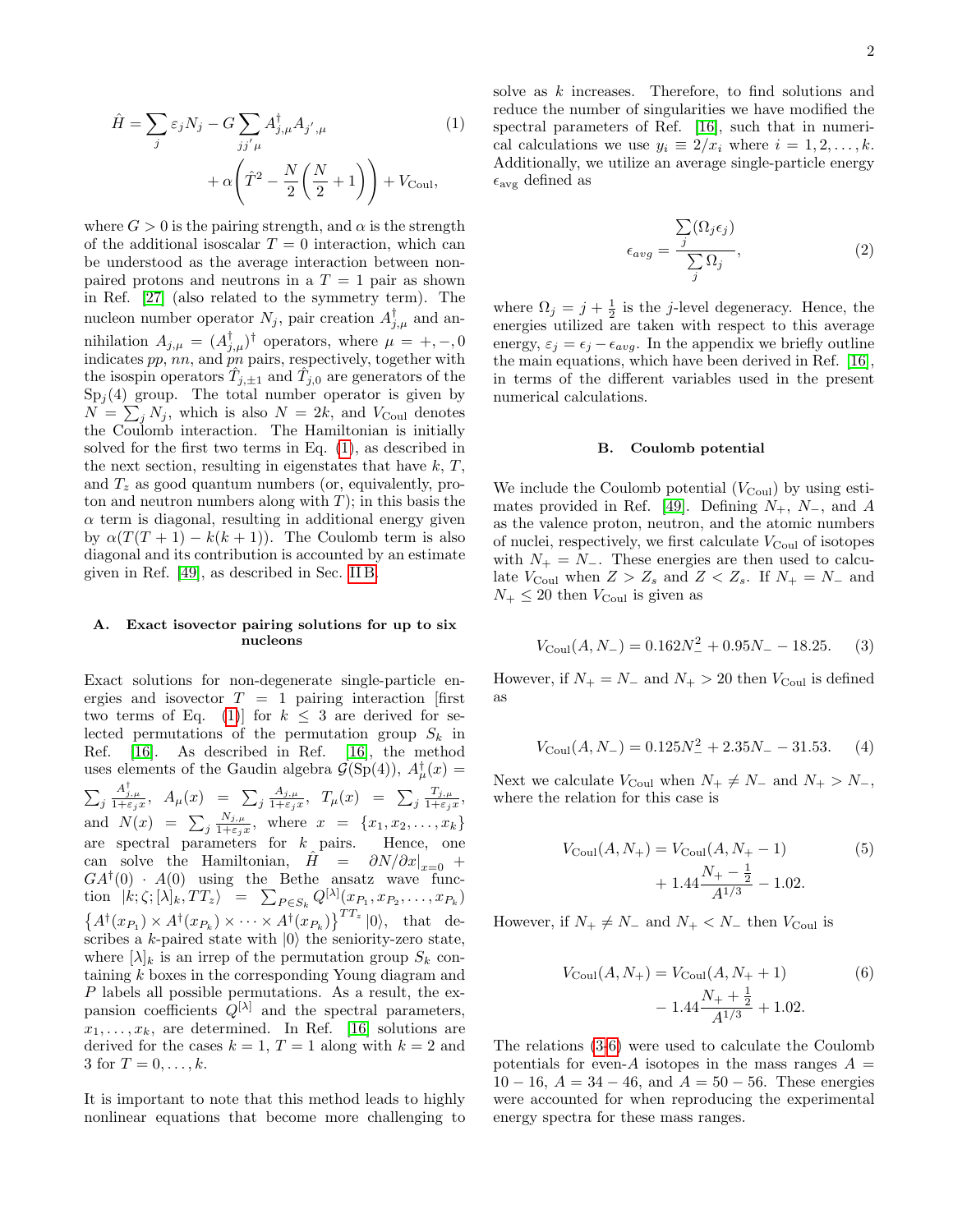$$\hat{H} = \sum_j \varepsilon_j N_j - G \sum_{jj'\mu} A^\dagger_{j,\mu} A_{j',\mu} + \alpha\left(\hat{T}^2 - \frac{N}{2}\left(\frac{N}{2}+1\right)\right) + V_{\rm Coul}, \quad (1)$$

where $G > 0$ is the pairing strength, and $\alpha$ is the strength of the additional isoscalar $T = 0$ interaction, which can be understood as the average interaction between non-paired protons and neutrons in a $T = 1$ pair as shown in Ref. [27] (also related to the symmetry term). The nucleon number operator $N_j$, pair creation $A^\dagger_{j,\mu}$ and annihilation $A_{j,\mu} = (A^\dagger_{j,\mu})^\dagger$ operators, where $\mu = +,-,0$ indicates $pp$, $nn$, and $pn$ pairs, respectively, together with the isospin operators $\hat{T}_{j,\pm 1}$ and $\hat{T}_{j,0}$ are generators of the $\mathrm{Sp}_j(4)$ group. The total number operator is given by $N = \sum_j N_j$, which is also $N = 2k$, and $V_{\rm Coul}$ denotes the Coulomb interaction. The Hamiltonian is initially solved for the first two terms in Eq. (1), as described in the next section, resulting in eigenstates that have $k$, $T$, and $T_z$ as good quantum numbers (or, equivalently, proton and neutron numbers along with $T$); in this basis the $\alpha$ term is diagonal, resulting in additional energy given by $\alpha(T(T+1) - k(k+1))$. The Coulomb term is also diagonal and its contribution is accounted by an estimate given in Ref. [49], as described in Sec. II B.

### A. Exact isovector pairing solutions for up to six nucleons

Exact solutions for non-degenerate single-particle energies and isovector $T = 1$ pairing interaction [first two terms of Eq. (1)] for $k \leq 3$ are derived for selected permutations of the permutation group $S_k$ in Ref. [16]. As described in Ref. [16], the method uses elements of the Gaudin algebra $\mathcal{G}(\mathrm{Sp}(4))$, $A^\dagger_\mu(x) = \sum_j \frac{A^\dagger_{j,\mu}}{1+\varepsilon_j x}$, $A_\mu(x) = \sum_j \frac{A_{j,\mu}}{1+\varepsilon_j x}$, $T_\mu(x) = \sum_j \frac{T_{j,\mu}}{1+\varepsilon_j x}$, and $N(x) = \sum_j \frac{N_{j,\mu}}{1+\varepsilon_j x}$, where $x = \{x_1, x_2, \ldots, x_k\}$ are spectral parameters for $k$ pairs. Hence, one can solve the Hamiltonian, $\hat{H} = \partial N/\partial x|_{x=0} + GA^\dagger(0) \cdot A(0)$ using the Bethe ansatz wave function $|k;\zeta;[\lambda]_k, TT_z\rangle = \sum_{P \in S_k} Q^{[\lambda]}(x_{P_1}, x_{P_2}, \ldots, x_{P_k}) \left\{A^\dagger(x_{P_1}) \times A^\dagger(x_{P_k}) \times \cdots \times A^\dagger(x_{P_k})\right\}^{TT_z} |0\rangle$, that describes a $k$-paired state with $|0\rangle$ the seniority-zero state, where $[\lambda]_k$ is an irrep of the permutation group $S_k$ containing $k$ boxes in the corresponding Young diagram and $P$ labels all possible permutations. As a result, the expansion coefficients $Q^{[\lambda]}$ and the spectral parameters, $x_1, \ldots, x_k$, are determined. In Ref. [16] solutions are derived for the cases $k = 1$, $T = 1$ along with $k = 2$ and 3 for $T = 0, \ldots, k$.

It is important to note that this method leads to highly nonlinear equations that become more challenging to solve as $k$ increases. Therefore, to find solutions and reduce the number of singularities we have modified the spectral parameters of Ref. [16], such that in numerical calculations we use $y_i \equiv 2/x_i$ where $i = 1, 2, \ldots, k$. Additionally, we utilize an average single-particle energy $\epsilon_{\rm avg}$ defined as

$$\epsilon_{avg} = \frac{\sum_j (\Omega_j \epsilon_j)}{\sum_j \Omega_j}, \quad (2)$$

where $\Omega_j = j + \frac{1}{2}$ is the $j$-level degeneracy. Hence, the energies utilized are taken with respect to this average energy, $\varepsilon_j = \epsilon_j - \epsilon_{avg}$. In the appendix we briefly outline the main equations, which have been derived in Ref. [16], in terms of the different variables used in the present numerical calculations.

### B. Coulomb potential

We include the Coulomb potential ($V_{\rm Coul}$) by using estimates provided in Ref. [49]. Defining $N_+$, $N_-$, and $A$ as the valence proton, neutron, and the atomic numbers of nuclei, respectively, we first calculate $V_{\rm Coul}$ of isotopes with $N_+ = N_-$. These energies are then used to calculate $V_{\rm Coul}$ when $Z > Z_s$ and $Z < Z_s$. If $N_+ = N_-$ and $N_+ \leq 20$ then $V_{\rm Coul}$ is given as

$$V_{\rm Coul}(A, N_-) = 0.162N_-^2 + 0.95N_- - 18.25. \quad (3)$$

However, if $N_+ = N_-$ and $N_+ > 20$ then $V_{\rm Coul}$ is defined as

$$V_{\rm Coul}(A, N_-) = 0.125N_-^2 + 2.35N_- - 31.53. \quad (4)$$

Next we calculate $V_{\rm Coul}$ when $N_+ \neq N_-$ and $N_+ > N_-$, where the relation for this case is

$$V_{\rm Coul}(A, N_+) = V_{\rm Coul}(A, N_+ - 1) + 1.44\frac{N_+ - \frac{1}{2}}{A^{1/3}} - 1.02. \quad (5)$$

However, if $N_+ \neq N_-$ and $N_+ < N_-$ then $V_{\rm Coul}$ is

$$V_{\rm Coul}(A, N_+) = V_{\rm Coul}(A, N_+ + 1) - 1.44\frac{N_+ + \frac{1}{2}}{A^{1/3}} + 1.02. \quad (6)$$

The relations (3-6) were used to calculate the Coulomb potentials for even-$A$ isotopes in the mass ranges $A = 10-16$, $A = 34-46$, and $A = 50-56$. These energies were accounted for when reproducing the experimental energy spectra for these mass ranges.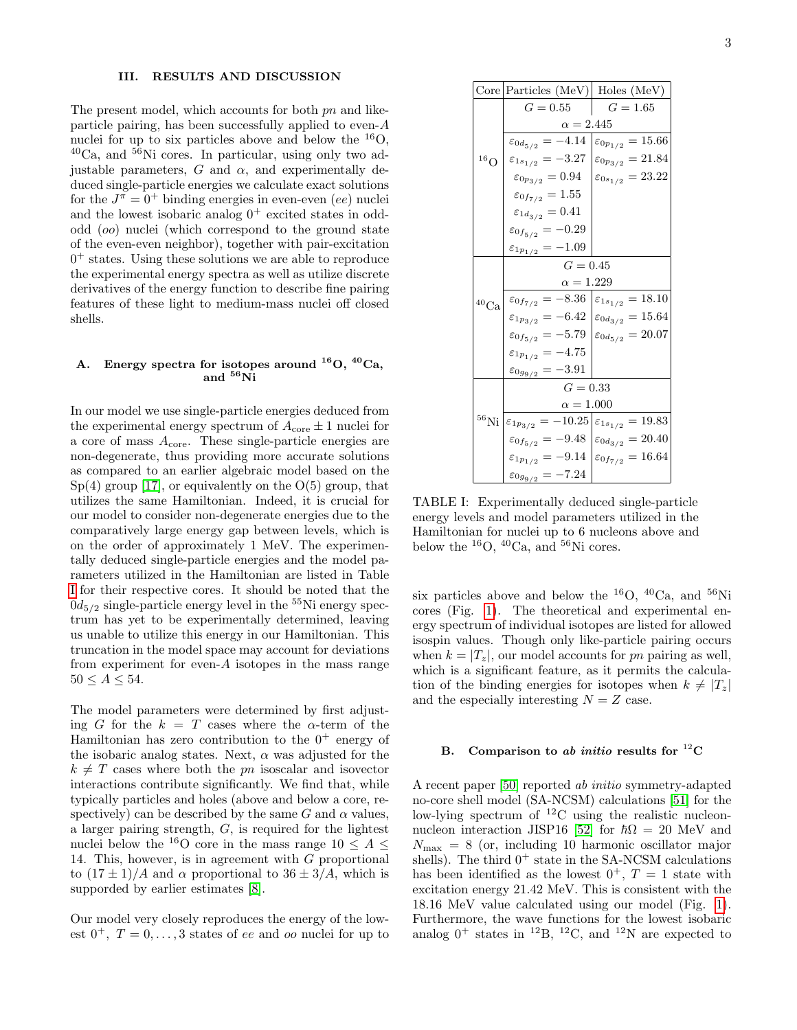## III. RESULTS AND DISCUSSION

The present model, which accounts for both $pn$ and like-particle pairing, has been successfully applied to even-$A$ nuclei for up to six particles above and below the $^{16}$O, $^{40}$Ca, and $^{56}$Ni cores. In particular, using only two adjustable parameters, $G$ and $\alpha$, and experimentally deduced single-particle energies we calculate exact solutions for the $J^{\pi} = 0^{+}$ binding energies in even-even ($ee$) nuclei and the lowest isobaric analog $0^{+}$ excited states in odd-odd ($oo$) nuclei (which correspond to the ground state of the even-even neighbor), together with pair-excitation $0^{+}$ states. Using these solutions we are able to reproduce the experimental energy spectra as well as utilize discrete derivatives of the energy function to describe fine pairing features of these light to medium-mass nuclei off closed shells.

### A. Energy spectra for isotopes around $^{16}$O, $^{40}$Ca, and $^{56}$Ni

In our model we use single-particle energies deduced from the experimental energy spectrum of $A_{\rm core} \pm 1$ nuclei for a core of mass $A_{\rm core}$. These single-particle energies are non-degenerate, thus providing more accurate solutions as compared to an earlier algebraic model based on the Sp(4) group [17], or equivalently on the O(5) group, that utilizes the same Hamiltonian. Indeed, it is crucial for our model to consider non-degenerate energies due to the comparatively large energy gap between levels, which is on the order of approximately 1 MeV. The experimentally deduced single-particle energies and the model parameters utilized in the Hamiltonian are listed in Table I for their respective cores. It should be noted that the $0d_{5/2}$ single-particle energy level in the $^{55}$Ni energy spectrum has yet to be experimentally determined, leaving us unable to utilize this energy in our Hamiltonian. This truncation in the model space may account for deviations from experiment for even-$A$ isotopes in the mass range $50 \leq A \leq 54$.

The model parameters were determined by first adjusting $G$ for the $k = T$ cases where the $\alpha$-term of the Hamiltonian has zero contribution to the $0^{+}$ energy of the isobaric analog states. Next, $\alpha$ was adjusted for the $k \neq T$ cases where both the $pn$ isoscalar and isovector interactions contribute significantly. We find that, while typically particles and holes (above and below a core, respectively) can be described by the same $G$ and $\alpha$ values, a larger pairing strength, $G$, is required for the lightest nuclei below the $^{16}$O core in the mass range $10 \leq A \leq 14$. This, however, is in agreement with $G$ proportional to $(17 \pm 1)/A$ and $\alpha$ proportional to $36 \pm 3/A$, which is supporded by earlier estimates [8].

Our model very closely reproduces the energy of the lowest $0^{+}$, $T = 0, \ldots, 3$ states of $ee$ and $oo$ nuclei for up to six particles above and below the $^{16}$O, $^{40}$Ca, and $^{56}$Ni cores (Fig. 1). The theoretical and experimental energy spectrum of individual isotopes are listed for allowed isospin values. Though only like-particle pairing occurs when $k = |T_z|$, our model accounts for $pn$ pairing as well, which is a significant feature, as it permits the calculation of the binding energies for isotopes when $k \neq |T_z|$ and the especially interesting $N = Z$ case.

| Core | Particles (MeV) | Holes (MeV) |
|---|---|---|
| $^{16}$O | $G = 0.55$ | $G = 1.65$ |
| | $\alpha = 2.445$ | |
| | $\varepsilon_{0d_{5/2}} = -4.14$ | $\varepsilon_{0p_{1/2}} = 15.66$ |
| | $\varepsilon_{1s_{1/2}} = -3.27$ | $\varepsilon_{0p_{3/2}} = 21.84$ |
| | $\varepsilon_{0p_{3/2}} = 0.94$ | $\varepsilon_{0s_{1/2}} = 23.22$ |
| | $\varepsilon_{0f_{7/2}} = 1.55$ | |
| | $\varepsilon_{1d_{3/2}} = 0.41$ | |
| | $\varepsilon_{0f_{5/2}} = -0.29$ | |
| | $\varepsilon_{1p_{1/2}} = -1.09$ | |
| $^{40}$Ca | $G = 0.45$ | |
| | $\alpha = 1.229$ | |
| | $\varepsilon_{0f_{7/2}} = -8.36$ | $\varepsilon_{1s_{1/2}} = 18.10$ |
| | $\varepsilon_{1p_{3/2}} = -6.42$ | $\varepsilon_{0d_{3/2}} = 15.64$ |
| | $\varepsilon_{0f_{5/2}} = -5.79$ | $\varepsilon_{0d_{5/2}} = 20.07$ |
| | $\varepsilon_{1p_{1/2}} = -4.75$ | |
| | $\varepsilon_{0g_{9/2}} = -3.91$ | |
| $^{56}$Ni | $G = 0.33$ | |
| | $\alpha = 1.000$ | |
| | $\varepsilon_{1p_{3/2}} = -10.25$ | $\varepsilon_{1s_{1/2}} = 19.83$ |
| | $\varepsilon_{0f_{5/2}} = -9.48$ | $\varepsilon_{0d_{3/2}} = 20.40$ |
| | $\varepsilon_{1p_{1/2}} = -9.14$ | $\varepsilon_{0f_{7/2}} = 16.64$ |
| | $\varepsilon_{0g_{9/2}} = -7.24$ | |

TABLE I: Experimentally deduced single-particle energy levels and model parameters utilized in the Hamiltonian for nuclei up to 6 nucleons above and below the $^{16}$O, $^{40}$Ca, and $^{56}$Ni cores.

### B. Comparison to *ab initio* results for $^{12}$C

A recent paper [50] reported *ab initio* symmetry-adapted no-core shell model (SA-NCSM) calculations [51] for the low-lying spectrum of $^{12}$C using the realistic nucleon-nucleon interaction JISP16 [52] for $\hbar\Omega = 20$ MeV and $N_{\rm max} = 8$ (or, including 10 harmonic oscillator major shells). The third $0^{+}$ state in the SA-NCSM calculations has been identified as the lowest $0^{+}$, $T = 1$ state with excitation energy 21.42 MeV. This is consistent with the 18.16 MeV value calculated using our model (Fig. 1). Furthermore, the wave functions for the lowest isobaric analog $0^{+}$ states in $^{12}$B, $^{12}$C, and $^{12}$N are expected to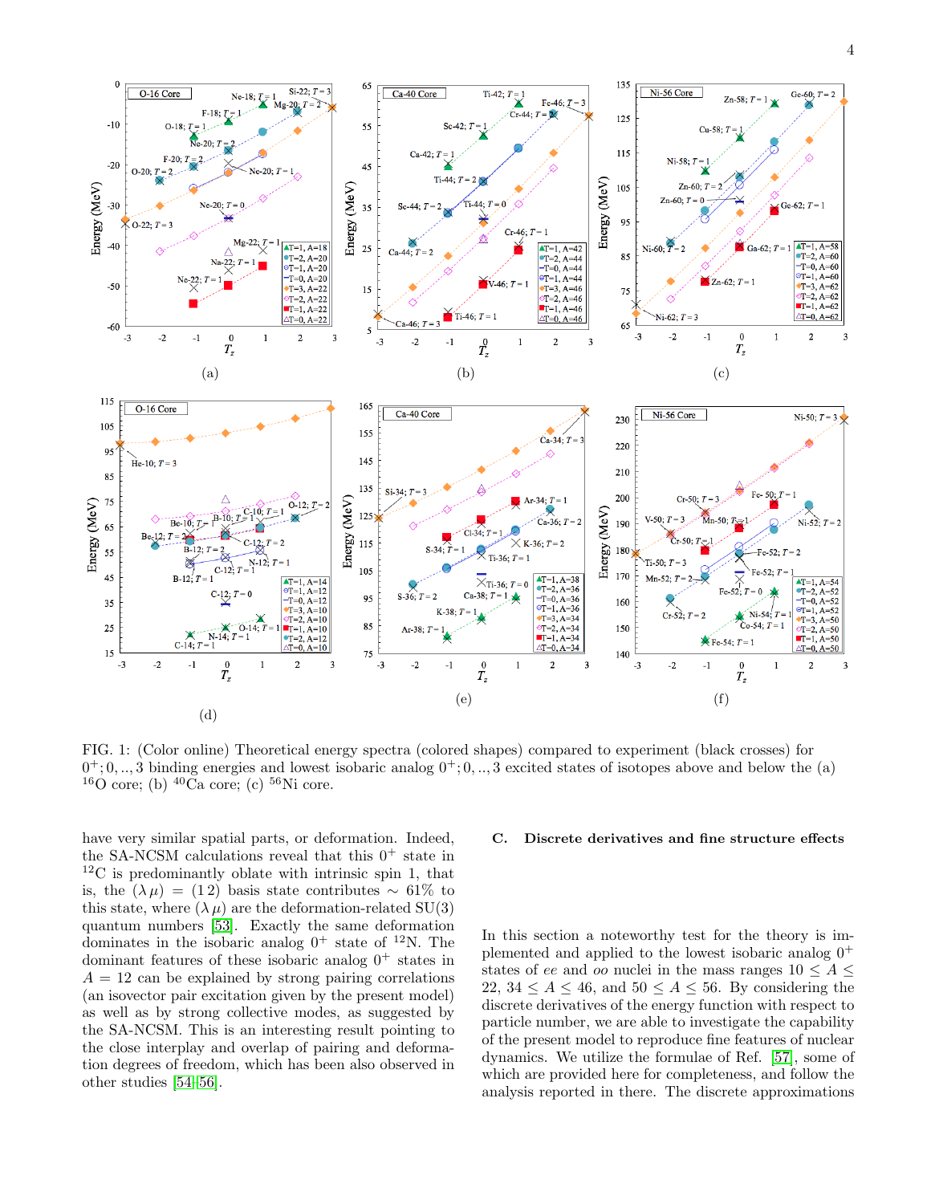FIG. 1: (Color online) Theoretical energy spectra (colored shapes) compared to experiment (black crosses) for $0^+;0,..,3$ binding energies and lowest isobaric analog $0^+;0,..,3$ excited states of isotopes above and below the (a) $^{16}$O core; (b) $^{40}$Ca core; (c) $^{56}$Ni core.

have very similar spatial parts, or deformation. Indeed, the SA-NCSM calculations reveal that this $0^+$ state in $^{12}$C is predominantly oblate with intrinsic spin 1, that is, the $(\lambda\,\mu) = (1\,2)$ basis state contributes $\sim 61\%$ to this state, where $(\lambda\,\mu)$ are the deformation-related SU(3) quantum numbers [53]. Exactly the same deformation dominates in the isobaric analog $0^+$ state of $^{12}$N. The dominant features of these isobaric analog $0^+$ states in $A = 12$ can be explained by strong pairing correlations (an isovector pair excitation given by the present model) as well as by strong collective modes, as suggested by the SA-NCSM. This is an interesting result pointing to the close interplay and overlap of pairing and deformation degrees of freedom, which has been also observed in other studies [54–56].

### C. Discrete derivatives and fine structure effects

In this section a noteworthy test for the theory is implemented and applied to the lowest isobaric analog $0^+$ states of *ee* and *oo* nuclei in the mass ranges $10 \leq A \leq 22$, $34 \leq A \leq 46$, and $50 \leq A \leq 56$. By considering the discrete derivatives of the energy function with respect to particle number, we are able to investigate the capability of the present model to reproduce fine features of nuclear dynamics. We utilize the formulae of Ref. [57], some of which are provided here for completeness, and follow the analysis reported in there. The discrete approximations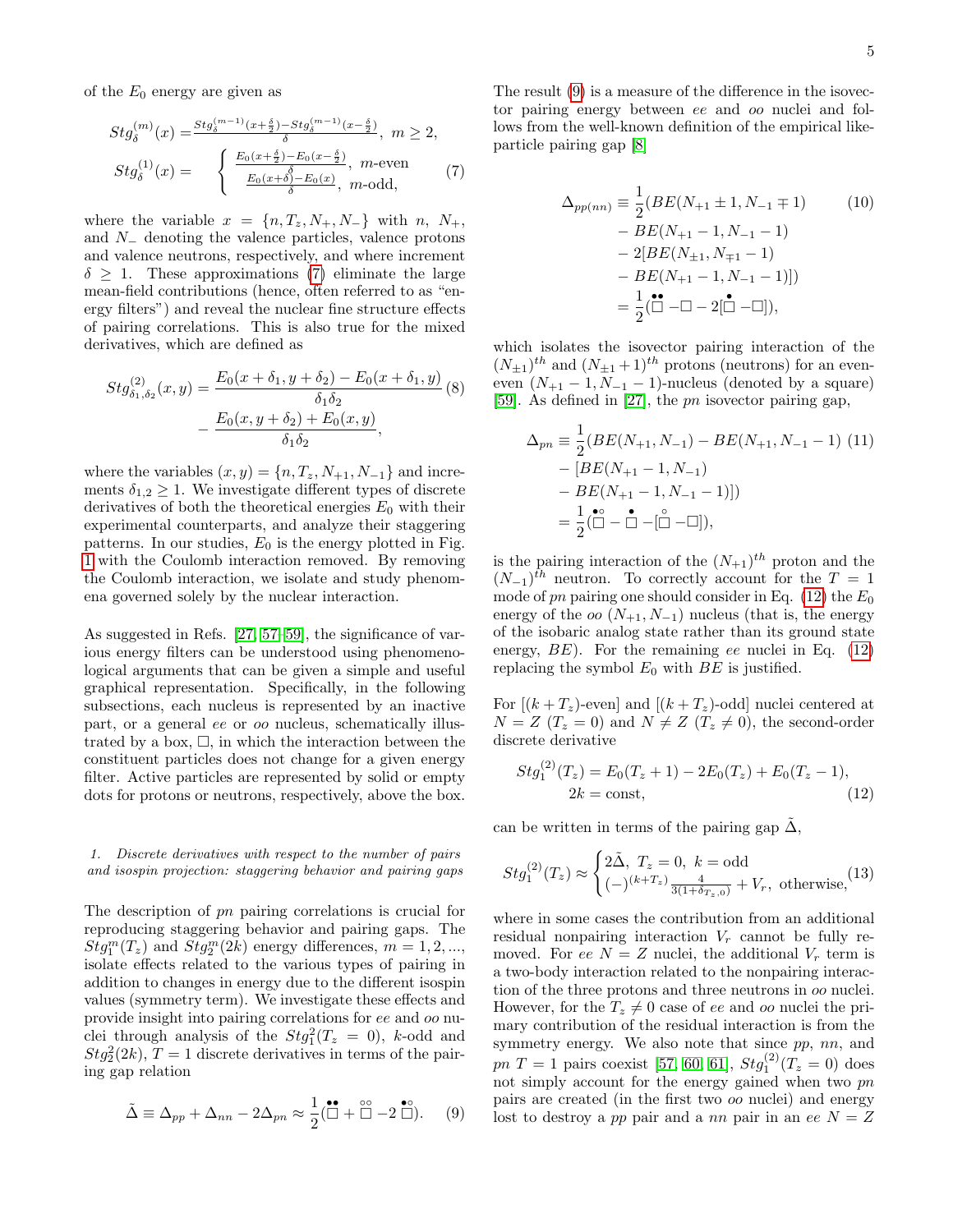of the $E_0$ energy are given as

$$
\begin{aligned}
Stg_\delta^{(m)}(x) &= \frac{Stg_\delta^{(m-1)}(x+\frac{\delta}{2}) - Stg_\delta^{(m-1)}(x-\frac{\delta}{2})}{\delta},\ m \geq 2, \\
Stg_\delta^{(1)}(x) &= \begin{cases} \frac{E_0(x+\frac{\delta}{2}) - E_0(x-\frac{\delta}{2})}{\delta},\ m\text{-even} \\ \frac{E_0(x+\delta) - E_0(x)}{\delta},\ m\text{-odd}, \end{cases}
\end{aligned} \tag{7}
$$

where the variable $x = \{n, T_z, N_+, N_-\}$ with $n$, $N_+$, and $N_-$ denoting the valence particles, valence protons and valence neutrons, respectively, and where increment $\delta \geq 1$. These approximations (7) eliminate the large mean-field contributions (hence, often referred to as "energy filters") and reveal the nuclear fine structure effects of pairing correlations. This is also true for the mixed derivatives, which are defined as

$$
\begin{aligned}
Stg_{\delta_1,\delta_2}^{(2)}(x,y) &= \frac{E_0(x+\delta_1, y+\delta_2) - E_0(x+\delta_1, y)}{\delta_1 \delta_2} \\
&- \frac{E_0(x, y+\delta_2) + E_0(x,y)}{\delta_1 \delta_2},
\end{aligned} \tag{8}
$$

where the variables $(x,y) = \{n, T_z, N_{+1}, N_{-1}\}$ and increments $\delta_{1,2} \geq 1$. We investigate different types of discrete derivatives of both the theoretical energies $E_0$ with their experimental counterparts, and analyze their staggering patterns. In our studies, $E_0$ is the energy plotted in Fig. 1 with the Coulomb interaction removed. By removing the Coulomb interaction, we isolate and study phenomena governed solely by the nuclear interaction.

As suggested in Refs. [27, 57–59], the significance of various energy filters can be understood using phenomenological arguments that can be given a simple and useful graphical representation. Specifically, in the following subsections, each nucleus is represented by an inactive part, or a general *ee* or *oo* nucleus, schematically illustrated by a box, $\square$, in which the interaction between the constituent particles does not change for a given energy filter. Active particles are represented by solid or empty dots for protons or neutrons, respectively, above the box.

### 1. Discrete derivatives with respect to the number of pairs and isospin projection: staggering behavior and pairing gaps

The description of *pn* pairing correlations is crucial for reproducing staggering behavior and pairing gaps. The $Stg_1^m(T_z)$ and $Stg_2^m(2k)$ energy differences, $m = 1, 2, \ldots$, isolate effects related to the various types of pairing in addition to changes in energy due to the different isospin values (symmetry term). We investigate these effects and provide insight into pairing correlations for *ee* and *oo* nuclei through analysis of the $Stg_1^2(T_z = 0)$, $k$-odd and $Stg_2^2(2k)$, $T = 1$ discrete derivatives in terms of the pairing gap relation

$$
\tilde{\Delta} \equiv \Delta_{pp} + \Delta_{nn} - 2\Delta_{pn} \approx \frac{1}{2}(\overset{\bullet\bullet}{\square} + \overset{\circ\circ}{\square} - 2\overset{\bullet\circ}{\square}). \tag{9}
$$

The result (9) is a measure of the difference in the isovector pairing energy between *ee* and *oo* nuclei and follows from the well-known definition of the empirical like-particle pairing gap [8]

$$
\begin{aligned}
\Delta_{pp(nn)} &\equiv \frac{1}{2}(BE(N_{+1} \pm 1, N_{-1} \mp 1) \\
&- BE(N_{+1} - 1, N_{-1} - 1) \\
&- 2[BE(N_{\pm 1}, N_{\mp 1} - 1) \\
&- BE(N_{+1} - 1, N_{-1} - 1)]) \\
&= \frac{1}{2}(\overset{\bullet\bullet}{\square} - \square - 2[\overset{\bullet}{\square} - \square]),
\end{aligned} \tag{10}
$$

which isolates the isovector pairing interaction of the $(N_{\pm 1})^{th}$ and $(N_{\pm 1} + 1)^{th}$ protons (neutrons) for an even-even $(N_{+1} - 1, N_{-1} - 1)$-nucleus (denoted by a square) [59]. As defined in [27], the *pn* isovector pairing gap,

$$
\begin{aligned}
\Delta_{pn} &\equiv \frac{1}{2}(BE(N_{+1}, N_{-1}) - BE(N_{+1}, N_{-1} - 1) \\
&- [BE(N_{+1} - 1, N_{-1}) \\
&- BE(N_{+1} - 1, N_{-1} - 1)]) \\
&= \frac{1}{2}(\overset{\bullet\circ}{\square} - \overset{\bullet}{\square} - [\overset{\circ}{\square} - \square]),
\end{aligned} \tag{11}
$$

is the pairing interaction of the $(N_{+1})^{th}$ proton and the $(N_{-1})^{th}$ neutron. To correctly account for the $T = 1$ mode of *pn* pairing one should consider in Eq. (12) the $E_0$ energy of the *oo* $(N_{+1}, N_{-1})$ nucleus (that is, the energy of the isobaric analog state rather than its ground state energy, $BE$). For the remaining *ee* nuclei in Eq. (12) replacing the symbol $E_0$ with $BE$ is justified.

For $[(k + T_z)$-even] and $[(k + T_z)$-odd] nuclei centered at $N = Z$ ($T_z = 0$) and $N \neq Z$ ($T_z \neq 0$), the second-order discrete derivative

$$
\begin{aligned}
Stg_1^{(2)}(T_z) &= E_0(T_z + 1) - 2E_0(T_z) + E_0(T_z - 1), \\
2k &= \text{const},
\end{aligned} \tag{12}
$$

can be written in terms of the pairing gap $\tilde{\Delta}$,

$$
Stg_1^{(2)}(T_z) \approx \begin{cases} 2\tilde{\Delta},\ T_z = 0,\ k = \text{odd} \\ (-)^{(k+T_z)} \frac{4}{3(1+\delta_{T_z,0})} + V_r,\ \text{otherwise}, \end{cases} \tag{13}
$$

where in some cases the contribution from an additional residual nonpairing interaction $V_r$ cannot be fully removed. For *ee* $N = Z$ nuclei, the additional $V_r$ term is a two-body interaction related to the nonpairing interaction of the three protons and three neutrons in *oo* nuclei. However, for the $T_z \neq 0$ case of *ee* and *oo* nuclei the primary contribution of the residual interaction is from the symmetry energy. We also note that since *pp*, *nn*, and *pn* $T = 1$ pairs coexist [57, 60, 61], $Stg_1^{(2)}(T_z = 0)$ does not simply account for the energy gained when two *pn* pairs are created (in the first two *oo* nuclei) and energy lost to destroy a *pp* pair and a *nn* pair in an *ee* $N = Z$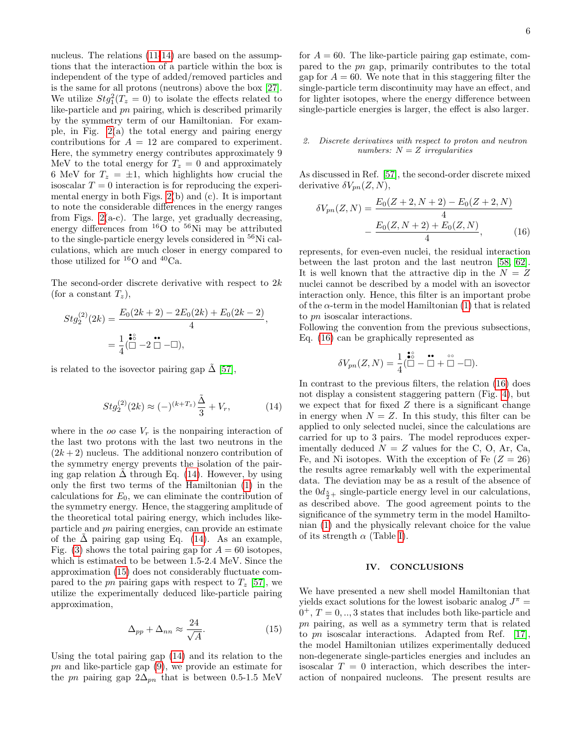nucleus. The relations (11-14) are based on the assumptions that the interaction of a particle within the box is independent of the type of added/removed particles and is the same for all protons (neutrons) above the box [27]. We utilize $Stg_1^2(T_z = 0)$ to isolate the effects related to like-particle and $pn$ pairing, which is described primarily by the symmetry term of our Hamiltonian. For example, in Fig. 2(a) the total energy and pairing energy contributions for $A = 12$ are compared to experiment. Here, the symmetry energy contributes approximately 9 MeV to the total energy for $T_z = 0$ and approximately 6 MeV for $T_z = \pm 1$, which highlights how crucial the isoscalar $T = 0$ interaction is for reproducing the experimental energy in both Figs. 2(b) and (c). It is important to note the considerable differences in the energy ranges from Figs. 2(a-c). The large, yet gradually decreasing, energy differences from $^{16}$O to $^{56}$Ni may be attributed to the single-particle energy levels considered in $^{56}$Ni calculations, which are much closer in energy compared to those utilized for $^{16}$O and $^{40}$Ca.

The second-order discrete derivative with respect to $2k$ (for a constant $T_z$),

$$Stg_2^{(2)}(2k) = \frac{E_0(2k+2) - 2E_0(2k) + E_0(2k-2)}{4},$$
$$= \frac{1}{4}(\overset{\bullet\circ}{\underset{\bullet\circ}{\Box}} - 2\,\overset{\bullet\bullet}{\Box} - \Box),$$

is related to the isovector pairing gap $\tilde{\Delta}$ [57],

$$Stg_2^{(2)}(2k) \approx (-)^{(k+T_z)}\frac{\tilde{\Delta}}{3} + V_r, \tag{14}$$

where in the $oo$ case $V_r$ is the nonpairing interaction of the last two protons with the last two neutrons in the $(2k+2)$ nucleus. The additional nonzero contribution of the symmetry energy prevents the isolation of the pairing gap relation $\tilde{\Delta}$ through Eq. (14). However, by using only the first two terms of the Hamiltonian (1) in the calculations for $E_0$, we can eliminate the contribution of the symmetry energy. Hence, the staggering amplitude of the theoretical total pairing energy, which includes like-particle and $pn$ pairing energies, can provide an estimate of the $\tilde{\Delta}$ pairing gap using Eq. (14). As an example, Fig. (3) shows the total pairing gap for $A = 60$ isotopes, which is estimated to be between 1.5-2.4 MeV. Since the approximation (15) does not considerably fluctuate compared to the $pn$ pairing gaps with respect to $T_z$ [57], we utilize the experimentally deduced like-particle pairing approximation,

$$\Delta_{pp} + \Delta_{nn} \approx \frac{24}{\sqrt{A}}. \tag{15}$$

Using the total pairing gap (14) and its relation to the $pn$ and like-particle gap (9), we provide an estimate for the $pn$ pairing gap $2\Delta_{pn}$ that is between 0.5-1.5 MeV for $A = 60$. The like-particle pairing gap estimate, compared to the $pn$ gap, primarily contributes to the total gap for $A = 60$. We note that in this staggering filter the single-particle term discontinuity may have an effect, and for lighter isotopes, where the energy difference between single-particle energies is larger, the effect is also larger.

### 2. Discrete derivatives with respect to proton and neutron numbers: $N = Z$ irregularities

As discussed in Ref. [57], the second-order discrete mixed derivative $\delta V_{pn}(Z, N)$,

$$\delta V_{pn}(Z,N) = \frac{E_0(Z+2,N+2) - E_0(Z+2,N)}{4} - \frac{E_0(Z,N+2) + E_0(Z,N)}{4}, \tag{16}$$

represents, for even-even nuclei, the residual interaction between the last proton and the last neutron [58, 62]. It is well known that the attractive dip in the $N = Z$ nuclei cannot be described by a model with an isovector interaction only. Hence, this filter is an important probe of the $\alpha$-term in the model Hamiltonian (1) that is related to $pn$ isoscalar interactions.

Following the convention from the previous subsections, Eq. (16) can be graphically represented as

$$\delta V_{pn}(Z,N) = \frac{1}{4}(\overset{\bullet\circ}{\underset{\bullet\circ}{\Box}} - \overset{\bullet\bullet}{\Box} + \overset{\circ\circ}{\Box} - \Box).$$

In contrast to the previous filters, the relation (16) does not display a consistent staggering pattern (Fig. 4), but we expect that for fixed $Z$ there is a significant change in energy when $N = Z$. In this study, this filter can be applied to only selected nuclei, since the calculations are carried for up to 3 pairs. The model reproduces experimentally deduced $N = Z$ values for the C, O, Ar, Ca, Fe, and Ni isotopes. With the exception of Fe ($Z = 26$) the results agree remarkably well with the experimental data. The deviation may be as a result of the absence of the $0d_{\frac{5}{2}+}$ single-particle energy level in our calculations, as described above. The good agreement points to the significance of the symmetry term in the model Hamiltonian (1) and the physically relevant choice for the value of its strength $\alpha$ (Table I).

## IV. CONCLUSIONS

We have presented a new shell model Hamiltonian that yields exact solutions for the lowest isobaric analog $J^\pi = 0^+, T = 0, .., 3$ states that includes both like-particle and $pn$ pairing, as well as a symmetry term that is related to $pn$ isoscalar interactions. Adapted from Ref. [17], the model Hamiltonian utilizes experimentally deduced non-degenerate single-particles energies and includes an isoscalar $T = 0$ interaction, which describes the interaction of nonpaired nucleons. The present results are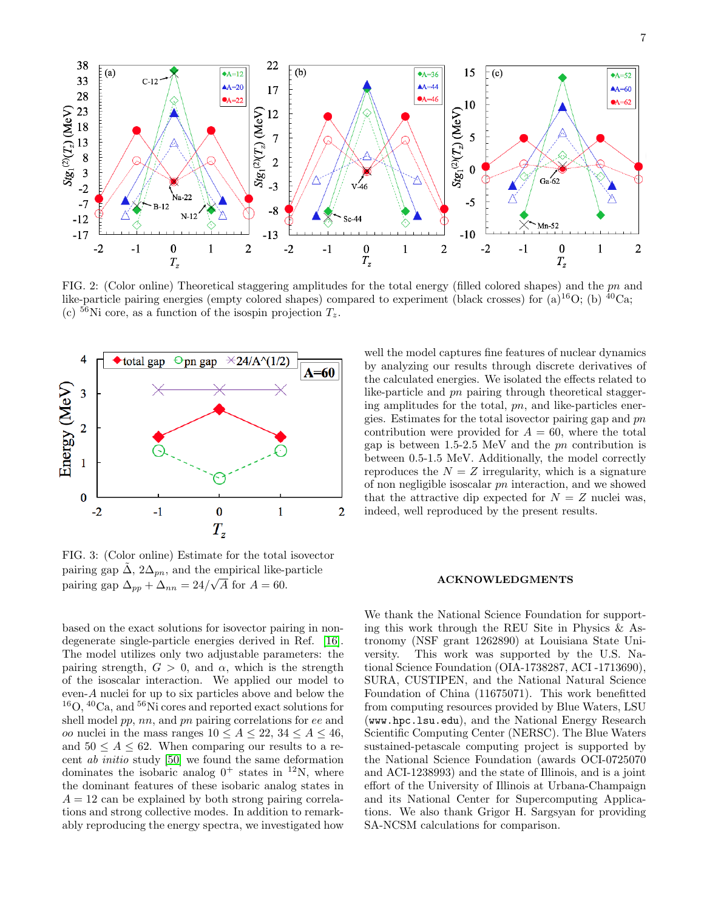FIG. 2: (Color online) Theoretical staggering amplitudes for the total energy (filled colored shapes) and the $pn$ and like-particle pairing energies (empty colored shapes) compared to experiment (black crosses) for (a)$^{16}$O; (b) $^{40}$Ca; (c) $^{56}$Ni core, as a function of the isospin projection $T_z$.

FIG. 3: (Color online) Estimate for the total isovector pairing gap $\tilde{\Delta}$, $2\Delta_{pn}$, and the empirical like-particle pairing gap $\Delta_{pp} + \Delta_{nn} = 24/\sqrt{A}$ for $A = 60$.

based on the exact solutions for isovector pairing in non-degenerate single-particle energies derived in Ref. [16]. The model utilizes only two adjustable parameters: the pairing strength, $G > 0$, and $\alpha$, which is the strength of the isoscalar interaction. We applied our model to even-$A$ nuclei for up to six particles above and below the $^{16}$O, $^{40}$Ca, and $^{56}$Ni cores and reported exact solutions for shell model $pp$, $nn$, and $pn$ pairing correlations for $ee$ and $oo$ nuclei in the mass ranges $10 \le A \le 22$, $34 \le A \le 46$, and $50 \le A \le 62$. When comparing our results to a recent *ab initio* study [50] we found the same deformation dominates the isobaric analog $0^+$ states in $^{12}$N, where the dominant features of these isobaric analog states in $A = 12$ can be explained by both strong pairing correlations and strong collective modes. In addition to remarkably reproducing the energy spectra, we investigated how well the model captures fine features of nuclear dynamics by analyzing our results through discrete derivatives of the calculated energies. We isolated the effects related to like-particle and $pn$ pairing through theoretical staggering amplitudes for the total, $pn$, and like-particles energies. Estimates for the total isovector pairing gap and $pn$ contribution were provided for $A = 60$, where the total gap is between 1.5-2.5 MeV and the $pn$ contribution is between 0.5-1.5 MeV. Additionally, the model correctly reproduces the $N = Z$ irregularity, which is a signature of non negligible isoscalar $pn$ interaction, and we showed that the attractive dip expected for $N = Z$ nuclei was, indeed, well reproduced by the present results.

## ACKNOWLEDGMENTS

We thank the National Science Foundation for supporting this work through the REU Site in Physics & Astronomy (NSF grant 1262890) at Louisiana State University. This work was supported by the U.S. National Science Foundation (OIA-1738287, ACI -1713690), SURA, CUSTIPEN, and the National Natural Science Foundation of China (11675071). This work benefitted from computing resources provided by Blue Waters, LSU (www.hpc.lsu.edu), and the National Energy Research Scientific Computing Center (NERSC). The Blue Waters sustained-petascale computing project is supported by the National Science Foundation (awards OCI-0725070 and ACI-1238993) and the state of Illinois, and is a joint effort of the University of Illinois at Urbana-Champaign and its National Center for Supercomputing Applications. We also thank Grigor H. Sargsyan for providing SA-NCSM calculations for comparison.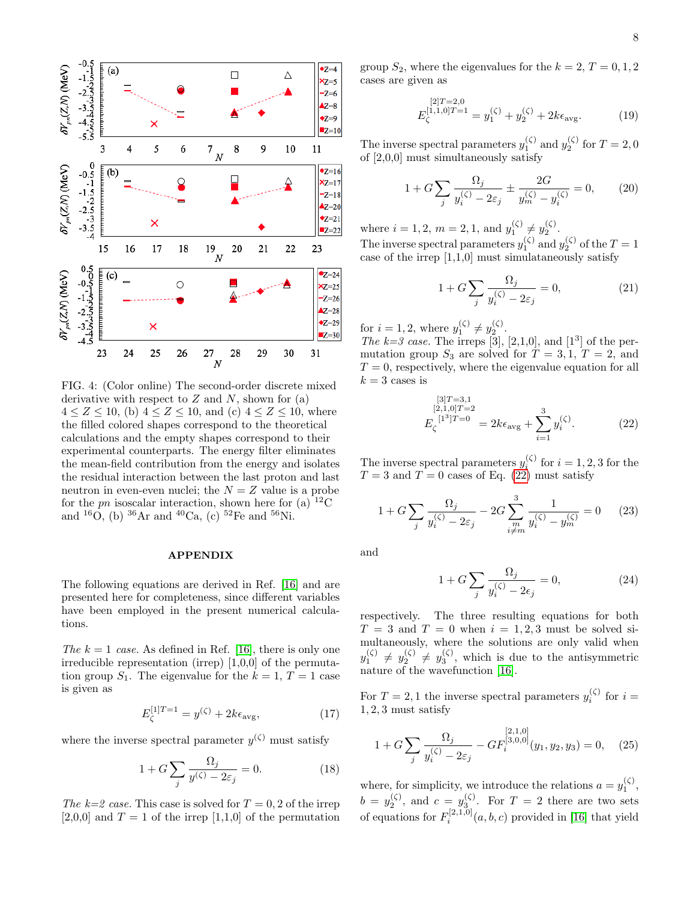FIG. 4: (Color online) The second-order discrete mixed derivative with respect to $Z$ and $N$, shown for (a) $4 \leq Z \leq 10$, (b) $4 \leq Z \leq 10$, and (c) $4 \leq Z \leq 10$, where the filled colored shapes correspond to the theoretical calculations and the empty shapes correspond to their experimental counterparts. The energy filter eliminates the mean-field contribution from the energy and isolates the residual interaction between the last proton and last neutron in even-even nuclei; the $N = Z$ value is a probe for the $pn$ isoscalar interaction, shown here for (a) $^{12}$C and $^{16}$O, (b) $^{36}$Ar and $^{40}$Ca, (c) $^{52}$Fe and $^{56}$Ni.

## APPENDIX

The following equations are derived in Ref. [16] and are presented here for completeness, since different variables have been employed in the present numerical calculations.

*The k = 1 case.* As defined in Ref. [16], there is only one irreducible representation (irrep) [1,0,0] of the permutation group $S_1$. The eigenvalue for the $k = 1$, $T = 1$ case is given as

$$E_\zeta^{[1]T=1} = y^{(\zeta)} + 2k\epsilon_{\text{avg}}, \tag{17}$$

where the inverse spectral parameter $y^{(\zeta)}$ must satisfy

$$1 + G\sum_j \frac{\Omega_j}{y^{(\zeta)} - 2\varepsilon_j} = 0. \tag{18}$$

*The k=2 case.* This case is solved for $T = 0, 2$ of the irrep [2,0,0] and $T = 1$ of the irrep [1,1,0] of the permutation group $S_2$, where the eigenvalues for the $k = 2$, $T = 0, 1, 2$ cases are given as

$$E_\zeta^{\substack{[2]T=2,0\\ [1,1,0]T=1}} = y_1^{(\zeta)} + y_2^{(\zeta)} + 2k\epsilon_{\text{avg}}. \tag{19}$$

The inverse spectral parameters $y_1^{(\zeta)}$ and $y_2^{(\zeta)}$ for $T = 2, 0$ of [2,0,0] must simultaneously satisfy

$$1 + G\sum_j \frac{\Omega_j}{y_i^{(\zeta)} - 2\varepsilon_j} \pm \frac{2G}{y_m^{(\zeta)} - y_i^{(\zeta)}} = 0, \tag{20}$$

where $i = 1, 2$, $m = 2, 1$, and $y_1^{(\zeta)} \neq y_2^{(\zeta)}$.
The inverse spectral parameters $y_1^{(\zeta)}$ and $y_2^{(\zeta)}$ of the $T = 1$ case of the irrep [1,1,0] must simulataneously satisfy

$$1 + G\sum_j \frac{\Omega_j}{y_i^{(\zeta)} - 2\varepsilon_j} = 0, \tag{21}$$

for $i = 1, 2$, where $y_1^{(\zeta)} \neq y_2^{(\zeta)}$.
*The k=3 case.* The irreps [3], [2,1,0], and [$1^3$] of the permutation group $S_3$ are solved for $T = 3, 1$, $T = 2$, and $T = 0$, respectively, where the eigenvalue equation for all $k = 3$ cases is

$$E_\zeta^{\substack{[3]T=3,1\\ [2,1,0]T=2\\ [1^3]T=0}} = 2k\epsilon_{\text{avg}} + \sum_{i=1}^{3} y_i^{(\zeta)}. \tag{22}$$

The inverse spectral parameters $y_i^{(\zeta)}$ for $i = 1, 2, 3$ for the $T = 3$ and $T = 0$ cases of Eq. (22) must satisfy

$$1 + G\sum_j \frac{\Omega_j}{y_i^{(\zeta)} - 2\varepsilon_j} - 2G\sum_{\substack{m\\ i\neq m}}^{3} \frac{1}{y_i^{(\zeta)} - y_m^{(\zeta)}} = 0 \tag{23}$$

and

$$1 + G\sum_j \frac{\Omega_j}{y_i^{(\zeta)} - 2\epsilon_j} = 0, \tag{24}$$

respectively. The three resulting equations for both $T = 3$ and $T = 0$ when $i = 1, 2, 3$ must be solved simultaneously, where the solutions are only valid when $y_1^{(\zeta)} \neq y_2^{(\zeta)} \neq y_3^{(\zeta)}$, which is due to the antisymmetric nature of the wavefunction [16].

For $T = 2, 1$ the inverse spectral parameters $y_i^{(\zeta)}$ for $i = 1, 2, 3$ must satisfy

$$1 + G\sum_j \frac{\Omega_j}{y_i^{(\zeta)} - 2\varepsilon_j} - GF_i^{\substack{[2,1,0]\\ [3,0,0]}}(y_1, y_2, y_3) = 0, \tag{25}$$

where, for simplicity, we introduce the relations $a = y_1^{(\zeta)}$, $b = y_2^{(\zeta)}$, and $c = y_3^{(\zeta)}$. For $T = 2$ there are two sets of equations for $F_i^{[2,1,0]}(a, b, c)$ provided in [16] that yield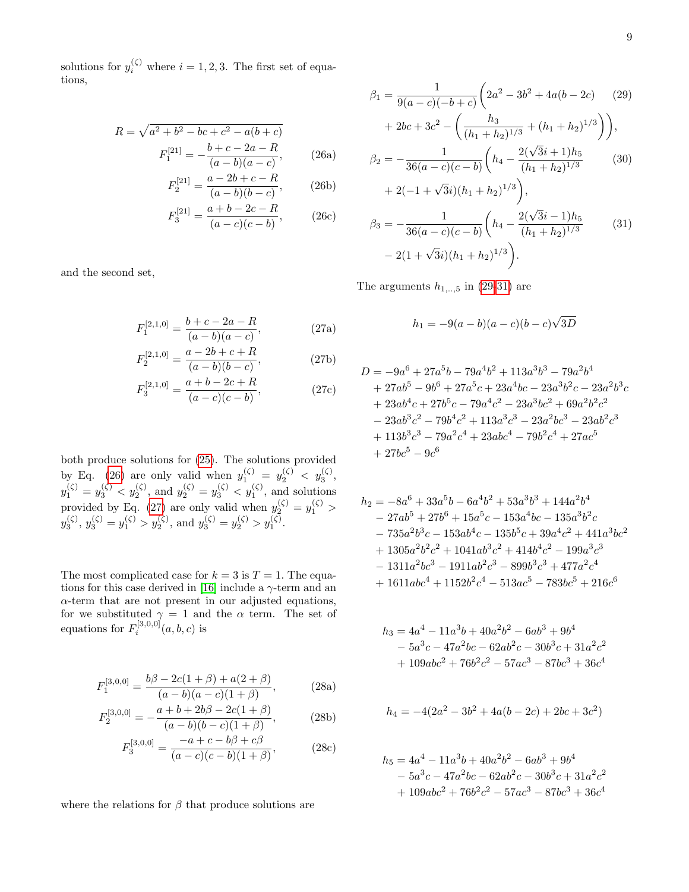solutions for $y_i^{(\zeta)}$ where $i = 1, 2, 3$. The first set of equations,

$$R = \sqrt{a^2 + b^2 - bc + c^2 - a(b+c)}$$

$$F_1^{[21]} = -\frac{b + c - 2a - R}{(a-b)(a-c)}, \tag{26a}$$

$$F_2^{[21]} = \frac{a - 2b + c - R}{(a-b)(b-c)}, \tag{26b}$$

$$F_3^{[21]} = \frac{a + b - 2c - R}{(a-c)(c-b)} \tag{26c}$$

and the second set,

$$F_1^{[2,1,0]} = \frac{b + c - 2a - R}{(a-b)(a-c)}, \tag{27a}$$

$$F_2^{[2,1,0]} = \frac{a - 2b + c + R}{(a-b)(b-c)}, \tag{27b}$$

$$F_3^{[2,1,0]} = \frac{a + b - 2c + R}{(a-c)(c-b)}, \tag{27c}$$

both produce solutions for (25). The solutions provided by Eq. (26) are only valid when $y_1^{(\zeta)} = y_2^{(\zeta)} < y_3^{(\zeta)}$, $y_1^{(\zeta)} = y_3^{(\zeta)} < y_2^{(\zeta)}$, and $y_2^{(\zeta)} = y_3^{(\zeta)} < y_1^{(\zeta)}$, and solutions provided by Eq. (27) are only valid when $y_2^{(\zeta)} = y_1^{(\zeta)} > y_3^{(\zeta)}$, $y_3^{(\zeta)} = y_1^{(\zeta)} > y_2^{(\zeta)}$, and $y_3^{(\zeta)} = y_2^{(\zeta)} > y_1^{(\zeta)}$.

The most complicated case for $k = 3$ is $T = 1$. The equations for this case derived in [16] include a $\gamma$-term and an $\alpha$-term that are not present in our adjusted equations, for we substituted $\gamma = 1$ and the $\alpha$ term. The set of equations for $F_i^{[3,0,0]}(a,b,c)$ is

$$F_1^{[3,0,0]} = \frac{b\beta - 2c(1+\beta) + a(2+\beta)}{(a-b)(a-c)(1+\beta)}, \tag{28a}$$

$$F_2^{[3,0,0]} = -\frac{a + b + 2b\beta - 2c(1+\beta)}{(a-b)(b-c)(1+\beta)}, \tag{28b}$$

$$F_3^{[3,0,0]} = \frac{-a + c - b\beta + c\beta}{(a-c)(c-b)(1+\beta)}, \tag{28c}$$

where the relations for $\beta$ that produce solutions are

$$\beta_1 = \frac{1}{9(a-c)(-b+c)}\Bigg(2a^2 - 3b^2 + 4a(b-2c) + 2bc + 3c^2 - \left(\frac{h_3}{(h_1+h_2)^{1/3}} + (h_1+h_2)^{1/3}\right)\Bigg), \tag{29}$$

$$\beta_2 = -\frac{1}{36(a-c)(c-b)}\Bigg(h_4 - \frac{2(\sqrt{3}i+1)h_5}{(h_1+h_2)^{1/3}} + 2(-1+\sqrt{3}i)(h_1+h_2)^{1/3}\Bigg), \tag{30}$$

$$\beta_3 = -\frac{1}{36(a-c)(c-b)}\Bigg(h_4 - \frac{2(\sqrt{3}i-1)h_5}{(h_1+h_2)^{1/3}} - 2(1+\sqrt{3}i)(h_1+h_2)^{1/3}\Bigg). \tag{31}$$

The arguments $h_{1,..,5}$ in (29-31) are

$$h_1 = -9(a-b)(a-c)(b-c)\sqrt{3D}$$

$$\begin{aligned}
D =\ & -9a^6 + 27a^5b - 79a^4b^2 + 113a^3b^3 - 79a^2b^4 \\
& + 27ab^5 - 9b^6 + 27a^5c + 23a^4bc - 23a^3b^2c - 23a^2b^3c \\
& + 23ab^4c + 27b^5c - 79a^4c^2 - 23a^3bc^2 + 69a^2b^2c^2 \\
& - 23ab^3c^2 - 79b^4c^2 + 113a^3c^3 - 23a^2bc^3 - 23ab^2c^3 \\
& + 113b^3c^3 - 79a^2c^4 + 23abc^4 - 79b^2c^4 + 27ac^5 \\
& + 27bc^5 - 9c^6
\end{aligned}$$

$$\begin{aligned}
h_2 =\ & -8a^6 + 33a^5b - 6a^4b^2 + 53a^3b^3 + 144a^2b^4 \\
& - 27ab^5 + 27b^6 + 15a^5c - 153a^4bc - 135a^3b^2c \\
& - 735a^2b^3c - 153ab^4c - 135b^5c + 39a^4c^2 + 441a^3bc^2 \\
& + 1305a^2b^2c^2 + 1041ab^3c^2 + 414b^4c^2 - 199a^3c^3 \\
& - 1311a^2bc^3 - 1911ab^2c^3 - 899b^3c^3 + 477a^2c^4 \\
& + 1611abc^4 + 1152b^2c^4 - 513ac^5 - 783bc^5 + 216c^6
\end{aligned}$$

$$\begin{aligned}
h_3 =\ & 4a^4 - 11a^3b + 40a^2b^2 - 6ab^3 + 9b^4 \\
& - 5a^3c - 47a^2bc - 62ab^2c - 30b^3c + 31a^2c^2 \\
& + 109abc^2 + 76b^2c^2 - 57ac^3 - 87bc^3 + 36c^4
\end{aligned}$$

$$h_4 = -4(2a^2 - 3b^2 + 4a(b-2c) + 2bc + 3c^2)$$

$$\begin{aligned}
h_5 =\ & 4a^4 - 11a^3b + 40a^2b^2 - 6ab^3 + 9b^4 \\
& - 5a^3c - 47a^2bc - 62ab^2c - 30b^3c + 31a^2c^2 \\
& + 109abc^2 + 76b^2c^2 - 57ac^3 - 87bc^3 + 36c^4
\end{aligned}$$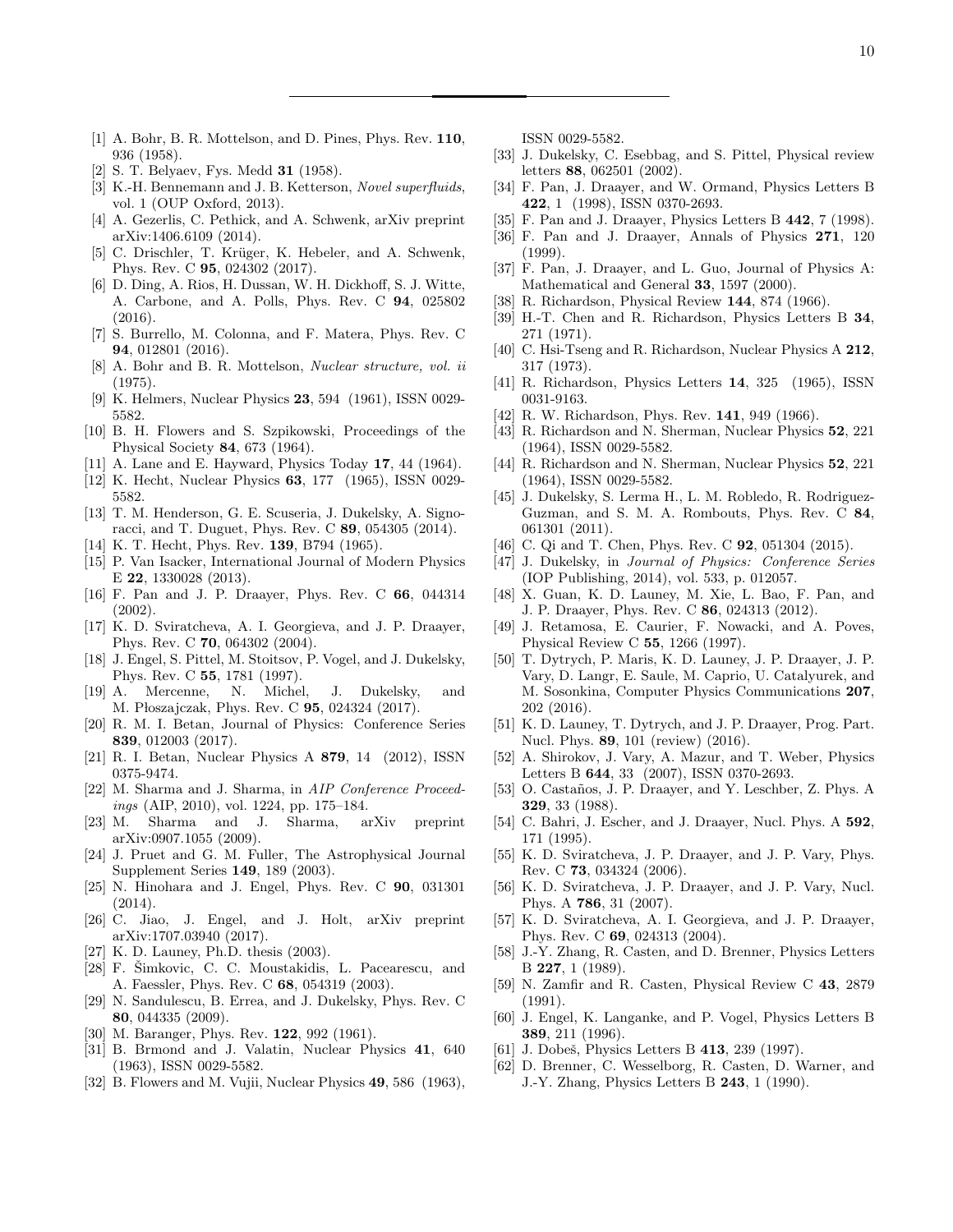[1] A. Bohr, B. R. Mottelson, and D. Pines, Phys. Rev. **110**, 936 (1958).
[2] S. T. Belyaev, Fys. Medd **31** (1958).
[3] K.-H. Bennemann and J. B. Ketterson, *Novel superfluids*, vol. 1 (OUP Oxford, 2013).
[4] A. Gezerlis, C. Pethick, and A. Schwenk, arXiv preprint arXiv:1406.6109 (2014).
[5] C. Drischler, T. Krüger, K. Hebeler, and A. Schwenk, Phys. Rev. C **95**, 024302 (2017).
[6] D. Ding, A. Rios, H. Dussan, W. H. Dickhoff, S. J. Witte, A. Carbone, and A. Polls, Phys. Rev. C **94**, 025802 (2016).
[7] S. Burrello, M. Colonna, and F. Matera, Phys. Rev. C **94**, 012801 (2016).
[8] A. Bohr and B. R. Mottelson, *Nuclear structure, vol. ii* (1975).
[9] K. Helmers, Nuclear Physics **23**, 594 (1961), ISSN 0029-5582.
[10] B. H. Flowers and S. Szpikowski, Proceedings of the Physical Society **84**, 673 (1964).
[11] A. Lane and E. Hayward, Physics Today **17**, 44 (1964).
[12] K. Hecht, Nuclear Physics **63**, 177 (1965), ISSN 0029-5582.
[13] T. M. Henderson, G. E. Scuseria, J. Dukelsky, A. Signoracci, and T. Duguet, Phys. Rev. C **89**, 054305 (2014).
[14] K. T. Hecht, Phys. Rev. **139**, B794 (1965).
[15] P. Van Isacker, International Journal of Modern Physics E **22**, 1330028 (2013).
[16] F. Pan and J. P. Draayer, Phys. Rev. C **66**, 044314 (2002).
[17] K. D. Sviratcheva, A. I. Georgieva, and J. P. Draayer, Phys. Rev. C **70**, 064302 (2004).
[18] J. Engel, S. Pittel, M. Stoitsov, P. Vogel, and J. Dukelsky, Phys. Rev. C **55**, 1781 (1997).
[19] A. Mercenne, N. Michel, J. Dukelsky, and M. Płoszajczak, Phys. Rev. C **95**, 024324 (2017).
[20] R. M. I. Betan, Journal of Physics: Conference Series **839**, 012003 (2017).
[21] R. I. Betan, Nuclear Physics A **879**, 14 (2012), ISSN 0375-9474.
[22] M. Sharma and J. Sharma, in *AIP Conference Proceedings* (AIP, 2010), vol. 1224, pp. 175–184.
[23] M. Sharma and J. Sharma, arXiv preprint arXiv:0907.1055 (2009).
[24] J. Pruet and G. M. Fuller, The Astrophysical Journal Supplement Series **149**, 189 (2003).
[25] N. Hinohara and J. Engel, Phys. Rev. C **90**, 031301 (2014).
[26] C. Jiao, J. Engel, and J. Holt, arXiv preprint arXiv:1707.03940 (2017).
[27] K. D. Launey, Ph.D. thesis (2003).
[28] F. Šimkovic, C. C. Moustakidis, L. Pacearescu, and A. Faessler, Phys. Rev. C **68**, 054319 (2003).
[29] N. Sandulescu, B. Errea, and J. Dukelsky, Phys. Rev. C **80**, 044335 (2009).
[30] M. Baranger, Phys. Rev. **122**, 992 (1961).
[31] B. Brmond and J. Valatin, Nuclear Physics **41**, 640 (1963), ISSN 0029-5582.
[32] B. Flowers and M. Vujii, Nuclear Physics **49**, 586 (1963), ISSN 0029-5582.
[33] J. Dukelsky, C. Esebbag, and S. Pittel, Physical review letters **88**, 062501 (2002).
[34] F. Pan, J. Draayer, and W. Ormand, Physics Letters B **422**, 1 (1998), ISSN 0370-2693.
[35] F. Pan and J. Draayer, Physics Letters B **442**, 7 (1998).
[36] F. Pan and J. Draayer, Annals of Physics **271**, 120 (1999).
[37] F. Pan, J. Draayer, and L. Guo, Journal of Physics A: Mathematical and General **33**, 1597 (2000).
[38] R. Richardson, Physical Review **144**, 874 (1966).
[39] H.-T. Chen and R. Richardson, Physics Letters B **34**, 271 (1971).
[40] C. Hsi-Tseng and R. Richardson, Nuclear Physics A **212**, 317 (1973).
[41] R. Richardson, Physics Letters **14**, 325 (1965), ISSN 0031-9163.
[42] R. W. Richardson, Phys. Rev. **141**, 949 (1966).
[43] R. Richardson and N. Sherman, Nuclear Physics **52**, 221 (1964), ISSN 0029-5582.
[44] R. Richardson and N. Sherman, Nuclear Physics **52**, 221 (1964), ISSN 0029-5582.
[45] J. Dukelsky, S. Lerma H., L. M. Robledo, R. Rodriguez-Guzman, and S. M. A. Rombouts, Phys. Rev. C **84**, 061301 (2011).
[46] C. Qi and T. Chen, Phys. Rev. C **92**, 051304 (2015).
[47] J. Dukelsky, in *Journal of Physics: Conference Series* (IOP Publishing, 2014), vol. 533, p. 012057.
[48] X. Guan, K. D. Launey, M. Xie, L. Bao, F. Pan, and J. P. Draayer, Phys. Rev. C **86**, 024313 (2012).
[49] J. Retamosa, E. Caurier, F. Nowacki, and A. Poves, Physical Review C **55**, 1266 (1997).
[50] T. Dytrych, P. Maris, K. D. Launey, J. P. Draayer, J. P. Vary, D. Langr, E. Saule, M. Caprio, U. Catalyurek, and M. Sosonkina, Computer Physics Communications **207**, 202 (2016).
[51] K. D. Launey, T. Dytrych, and J. P. Draayer, Prog. Part. Nucl. Phys. **89**, 101 (review) (2016).
[52] A. Shirokov, J. Vary, A. Mazur, and T. Weber, Physics Letters B **644**, 33 (2007), ISSN 0370-2693.
[53] O. Castaños, J. P. Draayer, and Y. Leschber, Z. Phys. A **329**, 33 (1988).
[54] C. Bahri, J. Escher, and J. Draayer, Nucl. Phys. A **592**, 171 (1995).
[55] K. D. Sviratcheva, J. P. Draayer, and J. P. Vary, Phys. Rev. C **73**, 034324 (2006).
[56] K. D. Sviratcheva, J. P. Draayer, and J. P. Vary, Nucl. Phys. A **786**, 31 (2007).
[57] K. D. Sviratcheva, A. I. Georgieva, and J. P. Draayer, Phys. Rev. C **69**, 024313 (2004).
[58] J.-Y. Zhang, R. Casten, and D. Brenner, Physics Letters B **227**, 1 (1989).
[59] N. Zamfir and R. Casten, Physical Review C **43**, 2879 (1991).
[60] J. Engel, K. Langanke, and P. Vogel, Physics Letters B **389**, 211 (1996).
[61] J. Dobeš, Physics Letters B **413**, 239 (1997).
[62] D. Brenner, C. Wesselborg, R. Casten, D. Warner, and J.-Y. Zhang, Physics Letters B **243**, 1 (1990).